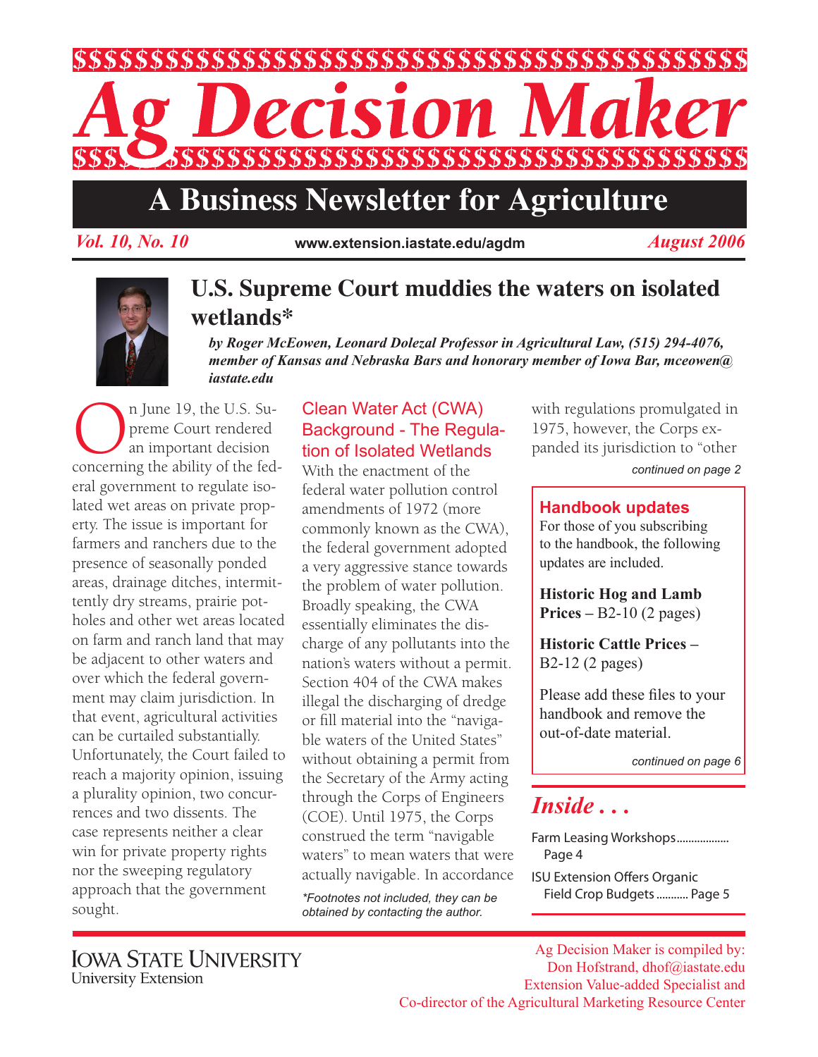# Ag Decision Maker

## A Business Newsletter for Agriculture

*Vol. 10, No. 10* | www.extension.iastate.edu/agdm | *August 2006*

## U.S. Supreme Court muddies the waters on isolated wetlands*

***by Roger McEowen, Leonard Dolezal Professor in Agricultural Law, (515) 294-4076, member of Kansas and Nebraska Bars and honorary member of Iowa Bar, mceowen@iastate.edu***

On June 19, the U.S. Supreme Court rendered an important decision concerning the ability of the federal government to regulate isolated wet areas on private property. The issue is important for farmers and ranchers due to the presence of seasonally ponded areas, drainage ditches, intermittently dry streams, prairie potholes and other wet areas located on farm and ranch land that may be adjacent to other waters and over which the federal government may claim jurisdiction. In that event, agricultural activities can be curtailed substantially. Unfortunately, the Court failed to reach a majority opinion, issuing a plurality opinion, two concurrences and two dissents. The case represents neither a clear win for private property rights nor the sweeping regulatory approach that the government sought.

### Clean Water Act (CWA) Background - The Regulation of Isolated Wetlands

With the enactment of the federal water pollution control amendments of 1972 (more commonly known as the CWA), the federal government adopted a very aggressive stance towards the problem of water pollution. Broadly speaking, the CWA essentially eliminates the discharge of any pollutants into the nation's waters without a permit. Section 404 of the CWA makes illegal the discharging of dredge or fill material into the "navigable waters of the United States" without obtaining a permit from the Secretary of the Army acting through the Corps of Engineers (COE). Until 1975, the Corps construed the term "navigable waters" to mean waters that were actually navigable. In accordance with regulations promulgated in 1975, however, the Corps expanded its jurisdiction to "other

*continued on page 2*

*\*Footnotes not included, they can be obtained by contacting the author.*

### Handbook updates

For those of you subscribing to the handbook, the following updates are included.

**Historic Hog and Lamb Prices** – B2-10 (2 pages)

**Historic Cattle Prices** – B2-12 (2 pages)

Please add these files to your handbook and remove the out-of-date material.

*continued on page 6*

### *Inside . . .*

Farm Leasing Workshops .................. Page 4

ISU Extension Offers Organic Field Crop Budgets ........... Page 5

Iowa State University
University Extension

Ag Decision Maker is compiled by:
Don Hofstrand, dhof@iastate.edu
Extension Value-added Specialist and
Co-director of the Agricultural Marketing Resource Center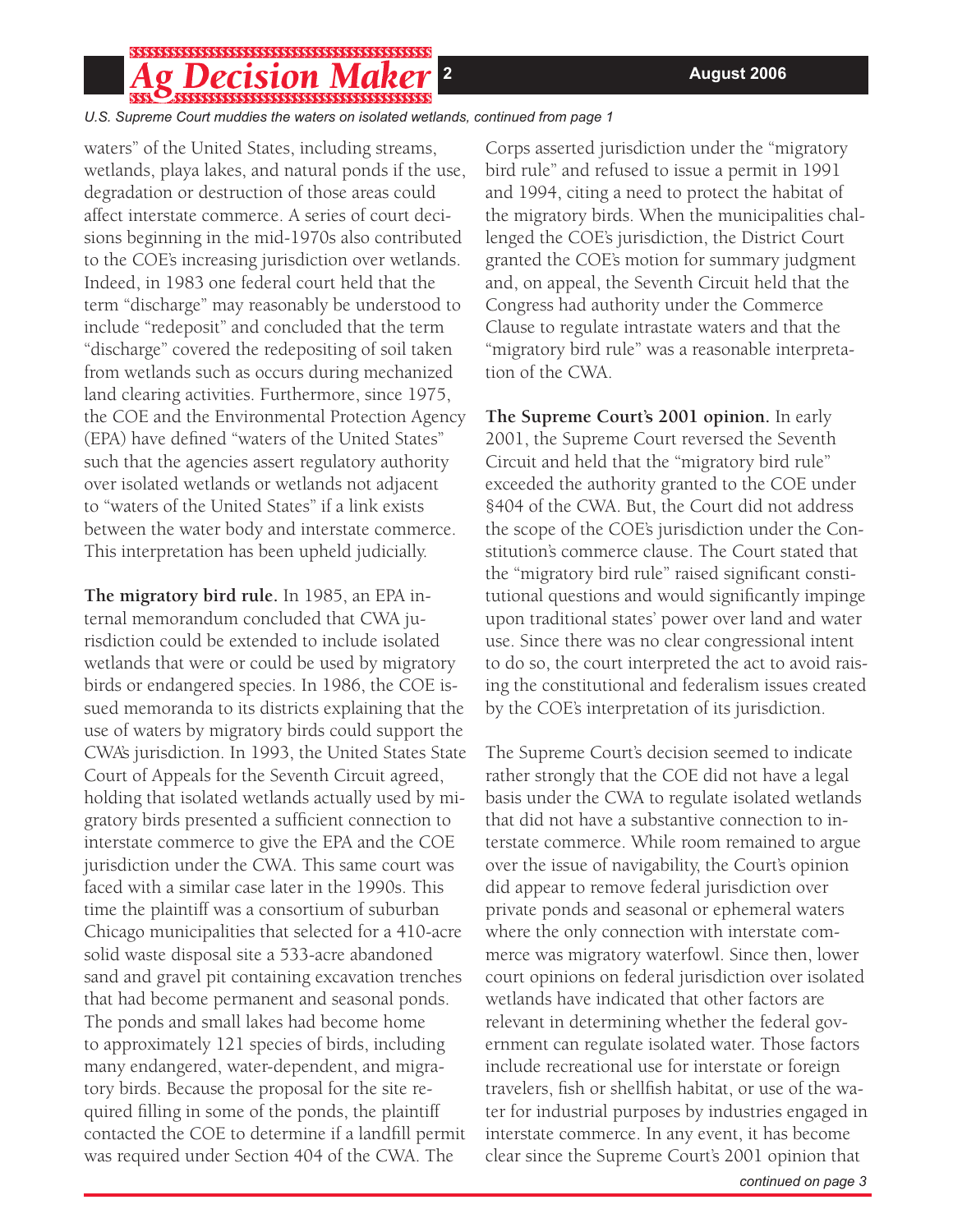*U.S. Supreme Court muddies the waters on isolated wetlands, continued from page 1*

waters" of the United States, including streams, wetlands, playa lakes, and natural ponds if the use, degradation or destruction of those areas could affect interstate commerce. A series of court decisions beginning in the mid-1970s also contributed to the COE's increasing jurisdiction over wetlands. Indeed, in 1983 one federal court held that the term "discharge" may reasonably be understood to include "redeposit" and concluded that the term "discharge" covered the redepositing of soil taken from wetlands such as occurs during mechanized land clearing activities. Furthermore, since 1975, the COE and the Environmental Protection Agency (EPA) have defined "waters of the United States" such that the agencies assert regulatory authority over isolated wetlands or wetlands not adjacent to "waters of the United States" if a link exists between the water body and interstate commerce. This interpretation has been upheld judicially.

**The migratory bird rule.** In 1985, an EPA internal memorandum concluded that CWA jurisdiction could be extended to include isolated wetlands that were or could be used by migratory birds or endangered species. In 1986, the COE issued memoranda to its districts explaining that the use of waters by migratory birds could support the CWA's jurisdiction. In 1993, the United States State Court of Appeals for the Seventh Circuit agreed, holding that isolated wetlands actually used by migratory birds presented a sufficient connection to interstate commerce to give the EPA and the COE jurisdiction under the CWA. This same court was faced with a similar case later in the 1990s. This time the plaintiff was a consortium of suburban Chicago municipalities that selected for a 410-acre solid waste disposal site a 533-acre abandoned sand and gravel pit containing excavation trenches that had become permanent and seasonal ponds. The ponds and small lakes had become home to approximately 121 species of birds, including many endangered, water-dependent, and migratory birds. Because the proposal for the site required filling in some of the ponds, the plaintiff contacted the COE to determine if a landfill permit was required under Section 404 of the CWA. The Corps asserted jurisdiction under the "migratory bird rule" and refused to issue a permit in 1991 and 1994, citing a need to protect the habitat of the migratory birds. When the municipalities challenged the COE's jurisdiction, the District Court granted the COE's motion for summary judgment and, on appeal, the Seventh Circuit held that the Congress had authority under the Commerce Clause to regulate intrastate waters and that the "migratory bird rule" was a reasonable interpretation of the CWA.

**The Supreme Court's 2001 opinion.** In early 2001, the Supreme Court reversed the Seventh Circuit and held that the "migratory bird rule" exceeded the authority granted to the COE under §404 of the CWA. But, the Court did not address the scope of the COE's jurisdiction under the Constitution's commerce clause. The Court stated that the "migratory bird rule" raised significant constitutional questions and would significantly impinge upon traditional states' power over land and water use. Since there was no clear congressional intent to do so, the court interpreted the act to avoid raising the constitutional and federalism issues created by the COE's interpretation of its jurisdiction.

The Supreme Court's decision seemed to indicate rather strongly that the COE did not have a legal basis under the CWA to regulate isolated wetlands that did not have a substantive connection to interstate commerce. While room remained to argue over the issue of navigability, the Court's opinion did appear to remove federal jurisdiction over private ponds and seasonal or ephemeral waters where the only connection with interstate commerce was migratory waterfowl. Since then, lower court opinions on federal jurisdiction over isolated wetlands have indicated that other factors are relevant in determining whether the federal government can regulate isolated water. Those factors include recreational use for interstate or foreign travelers, fish or shellfish habitat, or use of the water for industrial purposes by industries engaged in interstate commerce. In any event, it has become clear since the Supreme Court's 2001 opinion that

*continued on page 3*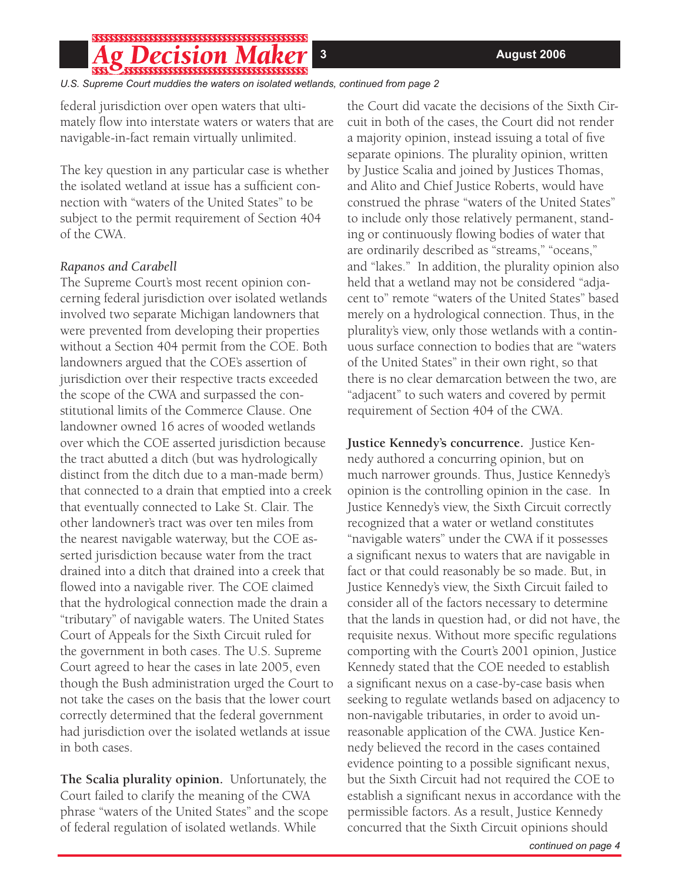*U.S. Supreme Court muddies the waters on isolated wetlands, continued from page 2*

federal jurisdiction over open waters that ultimately flow into interstate waters or waters that are navigable-in-fact remain virtually unlimited.

The key question in any particular case is whether the isolated wetland at issue has a sufficient connection with "waters of the United States" to be subject to the permit requirement of Section 404 of the CWA.

*Rapanos and Carabell*

The Supreme Court's most recent opinion concerning federal jurisdiction over isolated wetlands involved two separate Michigan landowners that were prevented from developing their properties without a Section 404 permit from the COE. Both landowners argued that the COE's assertion of jurisdiction over their respective tracts exceeded the scope of the CWA and surpassed the constitutional limits of the Commerce Clause. One landowner owned 16 acres of wooded wetlands over which the COE asserted jurisdiction because the tract abutted a ditch (but was hydrologically distinct from the ditch due to a man-made berm) that connected to a drain that emptied into a creek that eventually connected to Lake St. Clair. The other landowner's tract was over ten miles from the nearest navigable waterway, but the COE asserted jurisdiction because water from the tract drained into a ditch that drained into a creek that flowed into a navigable river. The COE claimed that the hydrological connection made the drain a "tributary" of navigable waters. The United States Court of Appeals for the Sixth Circuit ruled for the government in both cases. The U.S. Supreme Court agreed to hear the cases in late 2005, even though the Bush administration urged the Court to not take the cases on the basis that the lower court correctly determined that the federal government had jurisdiction over the isolated wetlands at issue in both cases.

**The Scalia plurality opinion.** Unfortunately, the Court failed to clarify the meaning of the CWA phrase "waters of the United States" and the scope of federal regulation of isolated wetlands. While the Court did vacate the decisions of the Sixth Circuit in both of the cases, the Court did not render a majority opinion, instead issuing a total of five separate opinions. The plurality opinion, written by Justice Scalia and joined by Justices Thomas, and Alito and Chief Justice Roberts, would have construed the phrase "waters of the United States" to include only those relatively permanent, standing or continuously flowing bodies of water that are ordinarily described as "streams," "oceans," and "lakes." In addition, the plurality opinion also held that a wetland may not be considered "adjacent to" remote "waters of the United States" based merely on a hydrological connection. Thus, in the plurality's view, only those wetlands with a continuous surface connection to bodies that are "waters of the United States" in their own right, so that there is no clear demarcation between the two, are "adjacent" to such waters and covered by permit requirement of Section 404 of the CWA.

**Justice Kennedy's concurrence.** Justice Kennedy authored a concurring opinion, but on much narrower grounds. Thus, Justice Kennedy's opinion is the controlling opinion in the case. In Justice Kennedy's view, the Sixth Circuit correctly recognized that a water or wetland constitutes "navigable waters" under the CWA if it possesses a significant nexus to waters that are navigable in fact or that could reasonably be so made. But, in Justice Kennedy's view, the Sixth Circuit failed to consider all of the factors necessary to determine that the lands in question had, or did not have, the requisite nexus. Without more specific regulations comporting with the Court's 2001 opinion, Justice Kennedy stated that the COE needed to establish a significant nexus on a case-by-case basis when seeking to regulate wetlands based on adjacency to non-navigable tributaries, in order to avoid unreasonable application of the CWA. Justice Kennedy believed the record in the cases contained evidence pointing to a possible significant nexus, but the Sixth Circuit had not required the COE to establish a significant nexus in accordance with the permissible factors. As a result, Justice Kennedy concurred that the Sixth Circuit opinions should

*continued on page 4*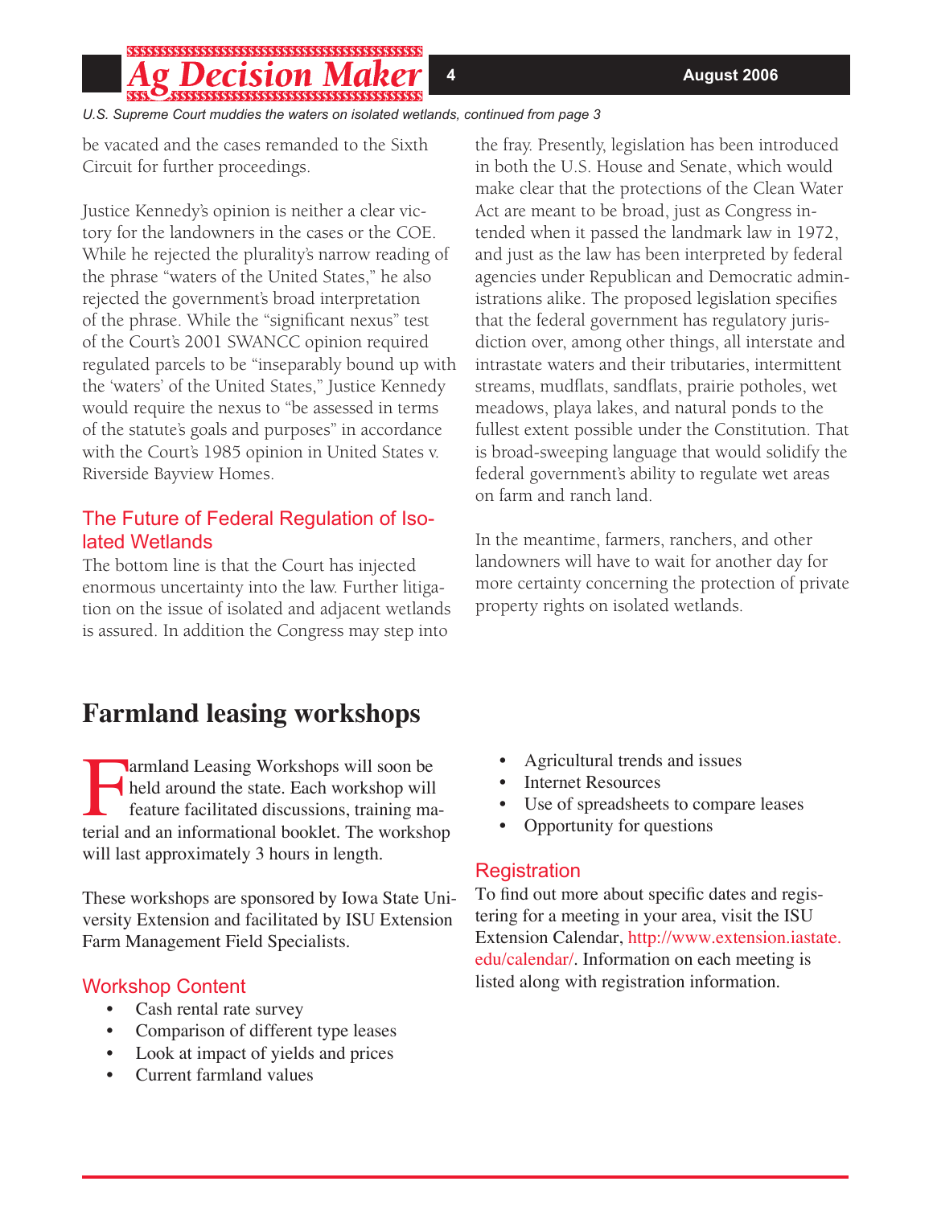*U.S. Supreme Court muddies the waters on isolated wetlands, continued from page 3*

be vacated and the cases remanded to the Sixth Circuit for further proceedings.

Justice Kennedy's opinion is neither a clear victory for the landowners in the cases or the COE. While he rejected the plurality's narrow reading of the phrase "waters of the United States," he also rejected the government's broad interpretation of the phrase. While the "significant nexus" test of the Court's 2001 SWANCC opinion required regulated parcels to be "inseparably bound up with the 'waters' of the United States," Justice Kennedy would require the nexus to "be assessed in terms of the statute's goals and purposes" in accordance with the Court's 1985 opinion in United States v. Riverside Bayview Homes.

### The Future of Federal Regulation of Isolated Wetlands

The bottom line is that the Court has injected enormous uncertainty into the law. Further litigation on the issue of isolated and adjacent wetlands is assured. In addition the Congress may step into the fray. Presently, legislation has been introduced in both the U.S. House and Senate, which would make clear that the protections of the Clean Water Act are meant to be broad, just as Congress intended when it passed the landmark law in 1972, and just as the law has been interpreted by federal agencies under Republican and Democratic administrations alike. The proposed legislation specifies that the federal government has regulatory jurisdiction over, among other things, all interstate and intrastate waters and their tributaries, intermittent streams, mudflats, sandflats, prairie potholes, wet meadows, playa lakes, and natural ponds to the fullest extent possible under the Constitution. That is broad-sweeping language that would solidify the federal government's ability to regulate wet areas on farm and ranch land.

In the meantime, farmers, ranchers, and other landowners will have to wait for another day for more certainty concerning the protection of private property rights on isolated wetlands.

## Farmland leasing workshops

Farmland Leasing Workshops will soon be held around the state. Each workshop will feature facilitated discussions, training material and an informational booklet. The workshop will last approximately 3 hours in length.

These workshops are sponsored by Iowa State University Extension and facilitated by ISU Extension Farm Management Field Specialists.

### Workshop Content

- Cash rental rate survey
- Comparison of different type leases
- Look at impact of yields and prices
- Current farmland values
- Agricultural trends and issues
- Internet Resources
- Use of spreadsheets to compare leases
- Opportunity for questions

### Registration

To find out more about specific dates and registering for a meeting in your area, visit the ISU Extension Calendar, http://www.extension.iastate.edu/calendar/. Information on each meeting is listed along with registration information.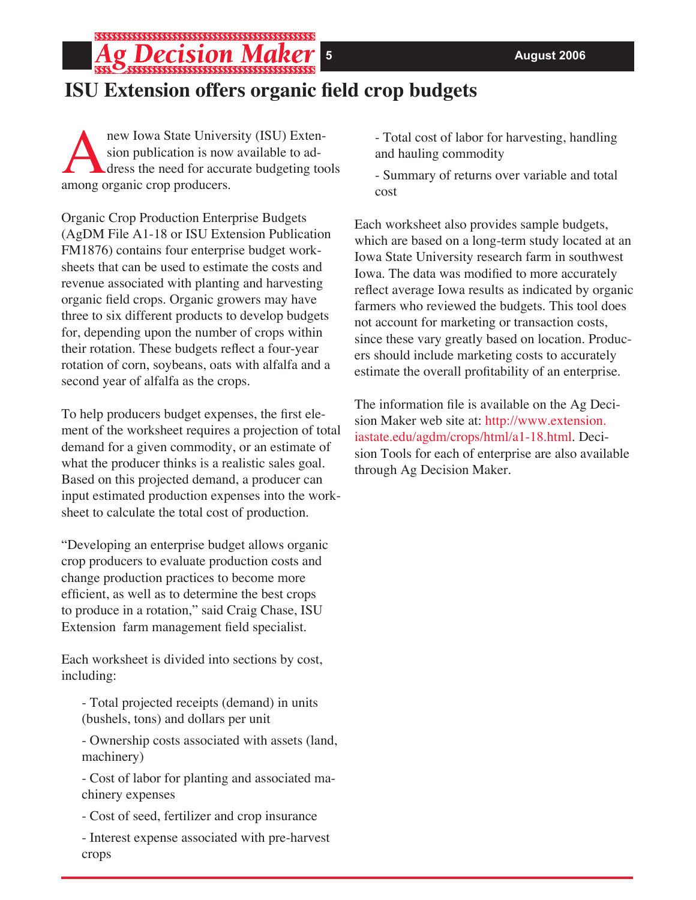# ISU Extension offers organic field crop budgets

A new Iowa State University (ISU) Extension publication is now available to address the need for accurate budgeting tools among organic crop producers.

Organic Crop Production Enterprise Budgets (AgDM File A1-18 or ISU Extension Publication FM1876) contains four enterprise budget worksheets that can be used to estimate the costs and revenue associated with planting and harvesting organic field crops. Organic growers may have three to six different products to develop budgets for, depending upon the number of crops within their rotation. These budgets reflect a four-year rotation of corn, soybeans, oats with alfalfa and a second year of alfalfa as the crops.

To help producers budget expenses, the first element of the worksheet requires a projection of total demand for a given commodity, or an estimate of what the producer thinks is a realistic sales goal. Based on this projected demand, a producer can input estimated production expenses into the worksheet to calculate the total cost of production.

"Developing an enterprise budget allows organic crop producers to evaluate production costs and change production practices to become more efficient, as well as to determine the best crops to produce in a rotation," said Craig Chase, ISU Extension farm management field specialist.

Each worksheet is divided into sections by cost, including:

- Total projected receipts (demand) in units (bushels, tons) and dollars per unit
- Ownership costs associated with assets (land, machinery)
- Cost of labor for planting and associated machinery expenses
- Cost of seed, fertilizer and crop insurance
- Interest expense associated with pre-harvest crops
- Total cost of labor for harvesting, handling and hauling commodity
- Summary of returns over variable and total cost

Each worksheet also provides sample budgets, which are based on a long-term study located at an Iowa State University research farm in southwest Iowa. The data was modified to more accurately reflect average Iowa results as indicated by organic farmers who reviewed the budgets. This tool does not account for marketing or transaction costs, since these vary greatly based on location. Producers should include marketing costs to accurately estimate the overall profitability of an enterprise.

The information file is available on the Ag Decision Maker web site at: http://www.extension.iastate.edu/agdm/crops/html/a1-18.html. Decision Tools for each of enterprise are also available through Ag Decision Maker.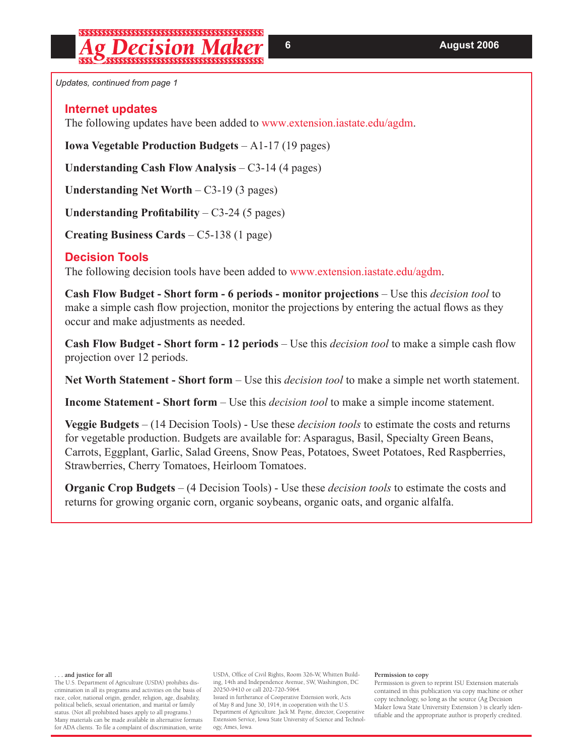*Updates, continued from page 1*

## Internet updates

The following updates have been added to www.extension.iastate.edu/agdm.

**Iowa Vegetable Production Budgets** – A1-17 (19 pages)

**Understanding Cash Flow Analysis** – C3-14 (4 pages)

**Understanding Net Worth** – C3-19 (3 pages)

**Understanding Profitability** – C3-24 (5 pages)

**Creating Business Cards** – C5-138 (1 page)

## Decision Tools

The following decision tools have been added to www.extension.iastate.edu/agdm.

**Cash Flow Budget - Short form - 6 periods - monitor projections** – Use this *decision tool* to make a simple cash flow projection, monitor the projections by entering the actual flows as they occur and make adjustments as needed.

**Cash Flow Budget - Short form - 12 periods** – Use this *decision tool* to make a simple cash flow projection over 12 periods.

**Net Worth Statement - Short form** – Use this *decision tool* to make a simple net worth statement.

**Income Statement - Short form** – Use this *decision tool* to make a simple income statement.

**Veggie Budgets** – (14 Decision Tools) - Use these *decision tools* to estimate the costs and returns for vegetable production. Budgets are available for: Asparagus, Basil, Specialty Green Beans, Carrots, Eggplant, Garlic, Salad Greens, Snow Peas, Potatoes, Sweet Potatoes, Red Raspberries, Strawberries, Cherry Tomatoes, Heirloom Tomatoes.

**Organic Crop Budgets** – (4 Decision Tools) - Use these *decision tools* to estimate the costs and returns for growing organic corn, organic soybeans, organic oats, and organic alfalfa.

**. . . and justice for all**
The U.S. Department of Agriculture (USDA) prohibits discrimination in all its programs and activities on the basis of race, color, national origin, gender, religion, age, disability, political beliefs, sexual orientation, and marital or family status. (Not all prohibited bases apply to all programs.) Many materials can be made available in alternative formats for ADA clients. To file a complaint of discrimination, write USDA, Office of Civil Rights, Room 326-W, Whitten Building, 14th and Independence Avenue, SW, Washington, DC 20250-9410 or call 202-720-5964.
Issued in furtherance of Cooperative Extension work, Acts of May 8 and June 30, 1914, in cooperation with the U.S. Department of Agriculture. Jack M. Payne, director, Cooperative Extension Service, Iowa State University of Science and Technology, Ames, Iowa.

**Permission to copy**
Permission is given to reprint ISU Extension materials contained in this publication via copy machine or other copy technology, so long as the source (Ag Decision Maker Iowa State University Extension ) is clearly identifiable and the appropriate author is properly credited.